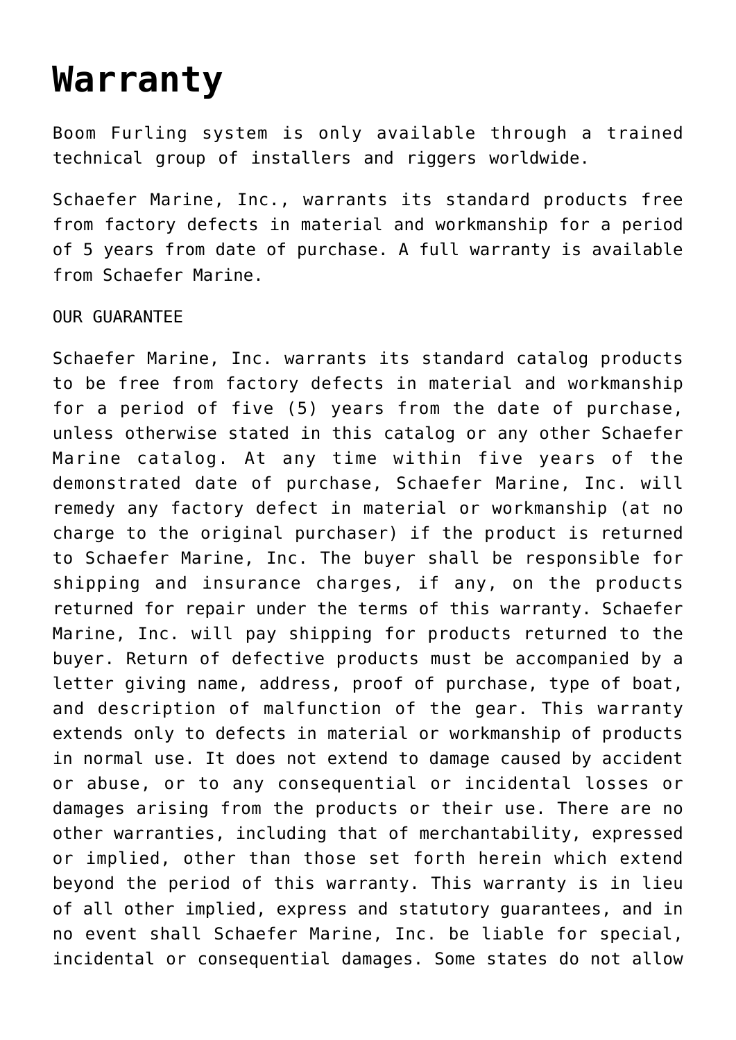# Warranty

Boom Furling system is only available through a trained technical group of installers and riggers worldwide.

Schaefer Marine, Inc., warrants its standard products free from factory defects in material and workmanship for a period of 5 years from date of purchase. A full warranty is available from Schaefer Marine.

OUR GUARANTEE

Schaefer Marine, Inc. warrants its standard catalog products to be free from factory defects in material and workmanship for a period of five (5) years from the date of purchase, unless otherwise stated in this catalog or any other Schaefer Marine catalog. At any time within five years of the demonstrated date of purchase, Schaefer Marine, Inc. will remedy any factory defect in material or workmanship (at no charge to the original purchaser) if the product is returned to Schaefer Marine, Inc. The buyer shall be responsible for shipping and insurance charges, if any, on the products returned for repair under the terms of this warranty. Schaefer Marine, Inc. will pay shipping for products returned to the buyer. Return of defective products must be accompanied by a letter giving name, address, proof of purchase, type of boat, and description of malfunction of the gear. This warranty extends only to defects in material or workmanship of products in normal use. It does not extend to damage caused by accident or abuse, or to any consequential or incidental losses or damages arising from the products or their use. There are no other warranties, including that of merchantability, expressed or implied, other than those set forth herein which extend beyond the period of this warranty. This warranty is in lieu of all other implied, express and statutory guarantees, and in no event shall Schaefer Marine, Inc. be liable for special, incidental or consequential damages. Some states do not allow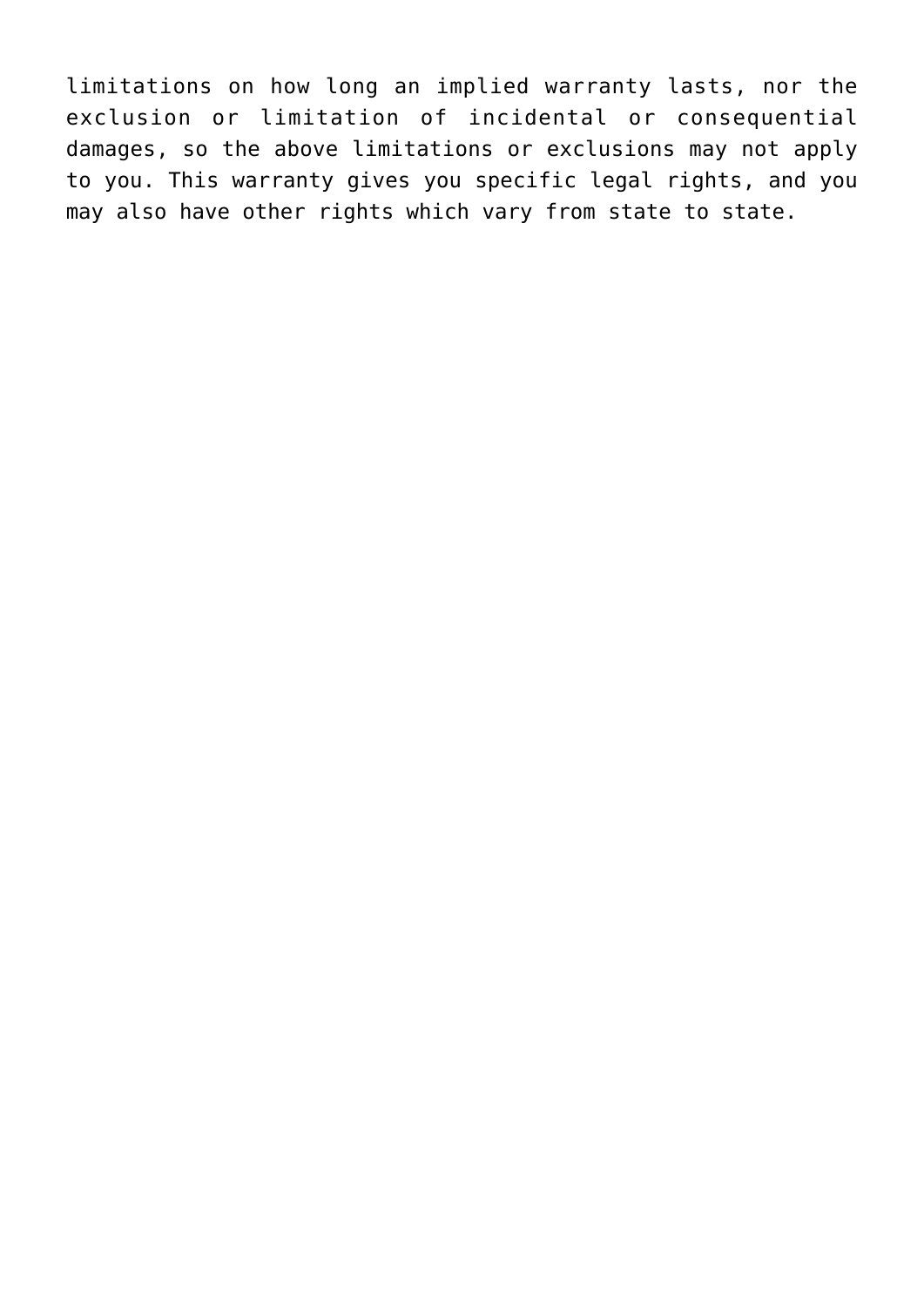limitations on how long an implied warranty lasts, nor the exclusion or limitation of incidental or consequential damages, so the above limitations or exclusions may not apply to you. This warranty gives you specific legal rights, and you may also have other rights which vary from state to state.